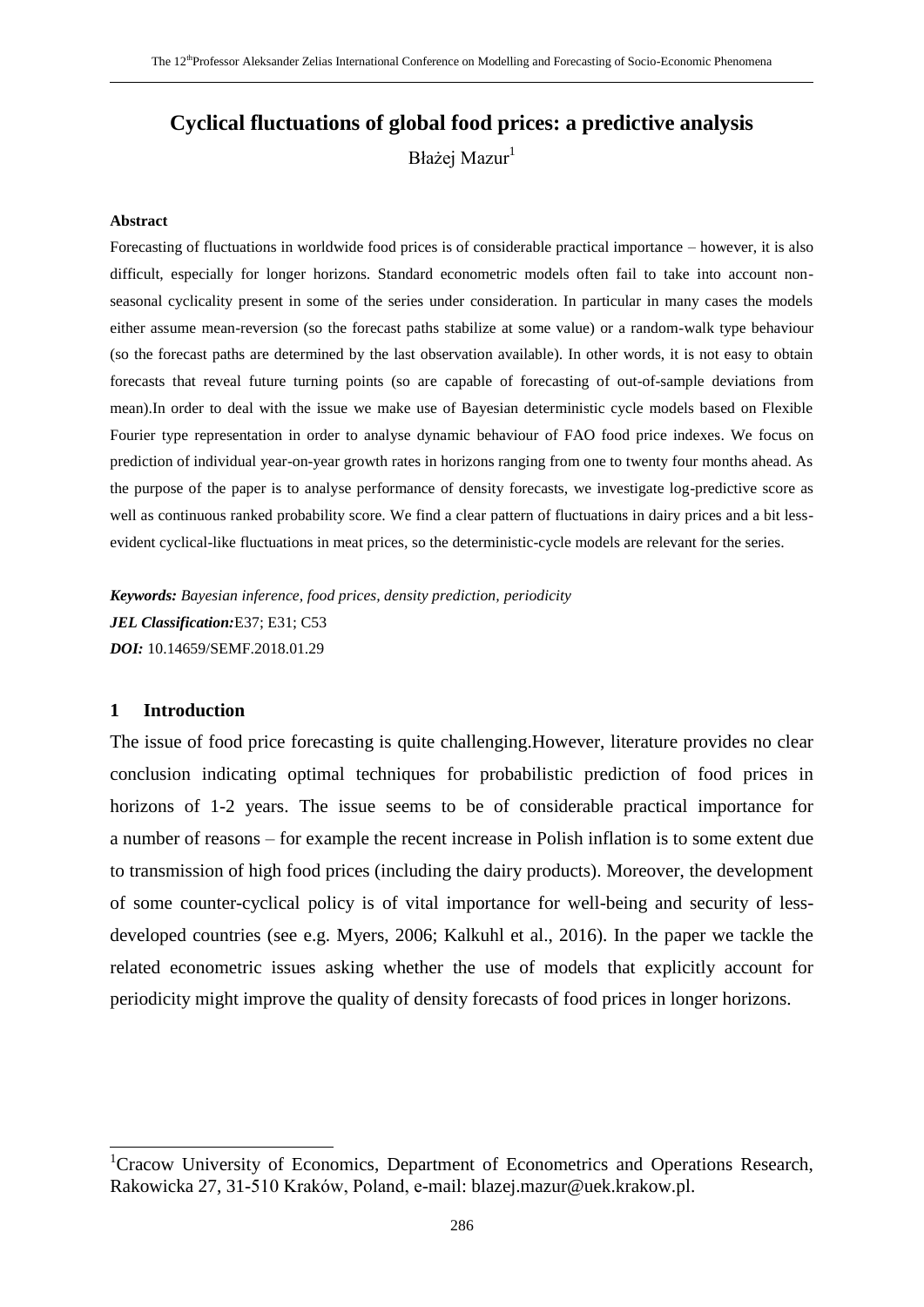# Cyclical fluctuations of global food prices: a predictive analysis

Błażej Mazur[1]

**Abstract**

Forecasting of fluctuations in worldwide food prices is of considerable practical importance – however, it is also difficult, especially for longer horizons. Standard econometric models often fail to take into account non-seasonal cyclicality present in some of the series under consideration. In particular in many cases the models either assume mean-reversion (so the forecast paths stabilize at some value) or a random-walk type behaviour (so the forecast paths are determined by the last observation available). In other words, it is not easy to obtain forecasts that reveal future turning points (so are capable of forecasting of out-of-sample deviations from mean).In order to deal with the issue we make use of Bayesian deterministic cycle models based on Flexible Fourier type representation in order to analyse dynamic behaviour of FAO food price indexes. We focus on prediction of individual year-on-year growth rates in horizons ranging from one to twenty four months ahead. As the purpose of the paper is to analyse performance of density forecasts, we investigate log-predictive score as well as continuous ranked probability score. We find a clear pattern of fluctuations in dairy prices and a bit less-evident cyclical-like fluctuations in meat prices, so the deterministic-cycle models are relevant for the series.

***Keywords:*** *Bayesian inference, food prices, density prediction, periodicity*
***JEL Classification:*** E37; E31; C53
***DOI:*** 10.14659/SEMF.2018.01.29

## 1 Introduction

The issue of food price forecasting is quite challenging.However, literature provides no clear conclusion indicating optimal techniques for probabilistic prediction of food prices in horizons of 1-2 years. The issue seems to be of considerable practical importance for a number of reasons – for example the recent increase in Polish inflation is to some extent due to transmission of high food prices (including the dairy products). Moreover, the development of some counter-cyclical policy is of vital importance for well-being and security of less-developed countries (see e.g. Myers, 2006; Kalkuhl et al., 2016). In the paper we tackle the related econometric issues asking whether the use of models that explicitly account for periodicity might improve the quality of density forecasts of food prices in longer horizons.

---

[1] Cracow University of Economics, Department of Econometrics and Operations Research, Rakowicka 27, 31-510 Kraków, Poland, e-mail: blazej.mazur@uek.krakow.pl.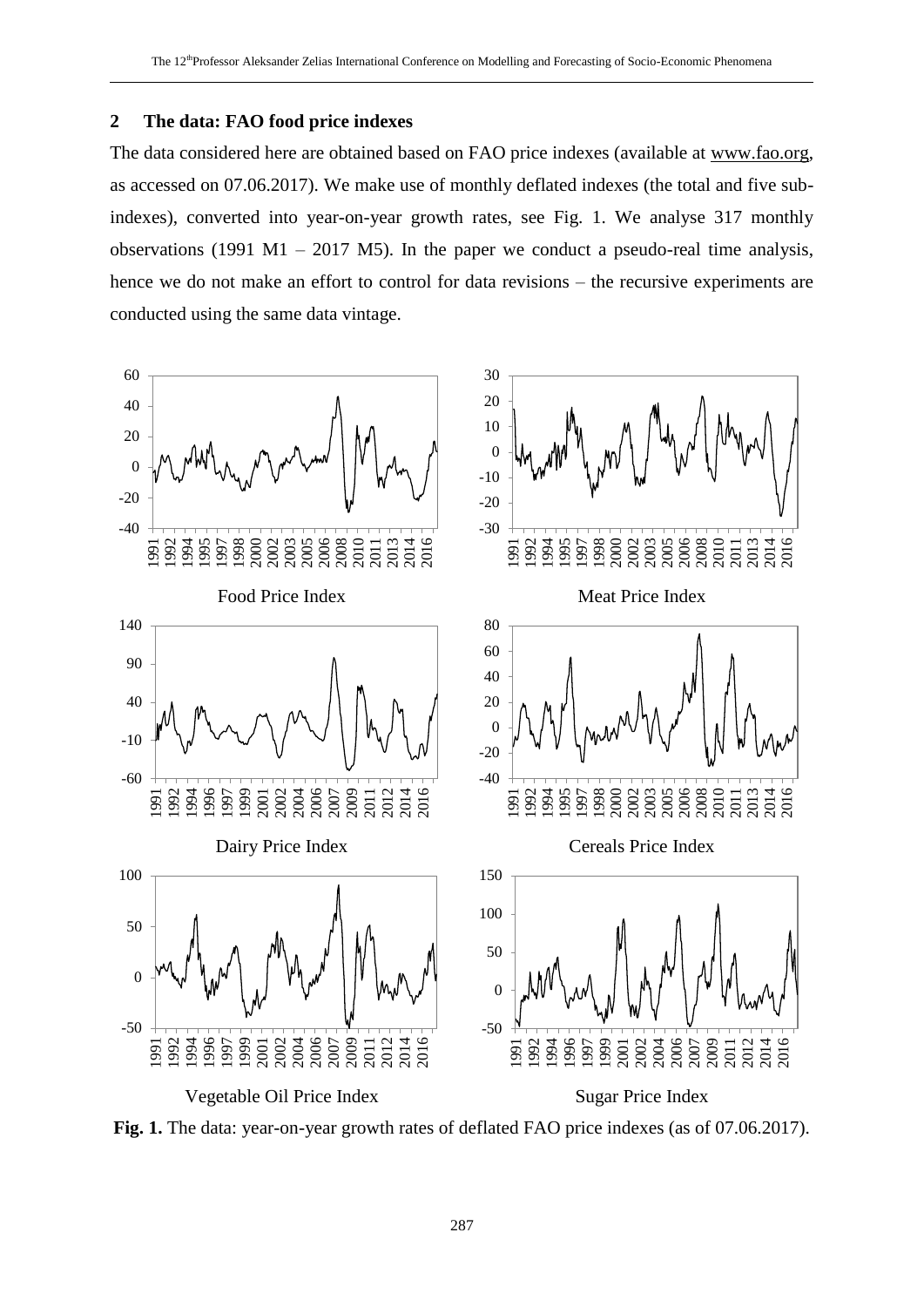## 2 The data: FAO food price indexes

The data considered here are obtained based on FAO price indexes (available at www.fao.org, as accessed on 07.06.2017). We make use of monthly deflated indexes (the total and five sub-indexes), converted into year-on-year growth rates, see Fig. 1. We analyse 317 monthly observations (1991 M1 – 2017 M5). In the paper we conduct a pseudo-real time analysis, hence we do not make an effort to control for data revisions – the recursive experiments are conducted using the same data vintage.

Food Price Index

Meat Price Index

Dairy Price Index

Cereals Price Index

Vegetable Oil Price Index

Sugar Price Index

**Fig. 1.** The data: year-on-year growth rates of deflated FAO price indexes (as of 07.06.2017).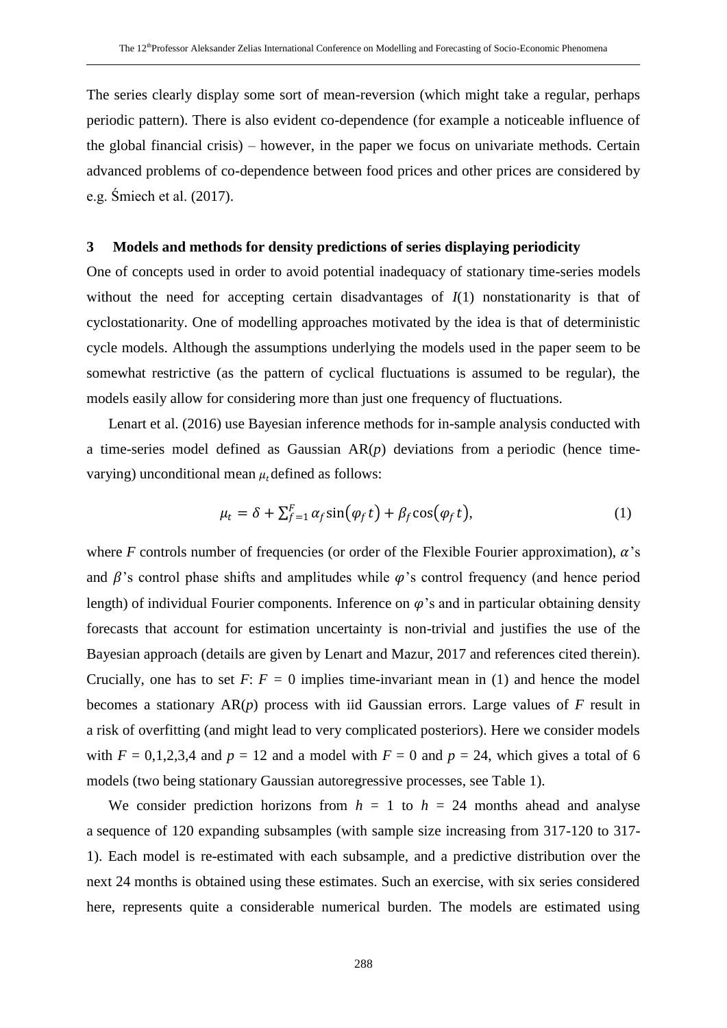The series clearly display some sort of mean-reversion (which might take a regular, perhaps periodic pattern). There is also evident co-dependence (for example a noticeable influence of the global financial crisis) – however, in the paper we focus on univariate methods. Certain advanced problems of co-dependence between food prices and other prices are considered by e.g. Śmiech et al. (2017).

## 3 Models and methods for density predictions of series displaying periodicity

One of concepts used in order to avoid potential inadequacy of stationary time-series models without the need for accepting certain disadvantages of $I(1)$ nonstationarity is that of cyclostationarity. One of modelling approaches motivated by the idea is that of deterministic cycle models. Although the assumptions underlying the models used in the paper seem to be somewhat restrictive (as the pattern of cyclical fluctuations is assumed to be regular), the models easily allow for considering more than just one frequency of fluctuations.

Lenart et al. (2016) use Bayesian inference methods for in-sample analysis conducted with a time-series model defined as Gaussian AR($p$) deviations from a periodic (hence time-varying) unconditional mean $\mu_t$ defined as follows:

$$\mu_t = \delta + \sum_{f=1}^{F} \alpha_f \sin(\varphi_f t) + \beta_f \cos(\varphi_f t), \tag{1}$$

where $F$ controls number of frequencies (or order of the Flexible Fourier approximation), $\alpha$'s and $\beta$'s control phase shifts and amplitudes while $\varphi$'s control frequency (and hence period length) of individual Fourier components. Inference on $\varphi$'s and in particular obtaining density forecasts that account for estimation uncertainty is non-trivial and justifies the use of the Bayesian approach (details are given by Lenart and Mazur, 2017 and references cited therein). Crucially, one has to set $F$: $F = 0$ implies time-invariant mean in (1) and hence the model becomes a stationary AR($p$) process with iid Gaussian errors. Large values of $F$ result in a risk of overfitting (and might lead to very complicated posteriors). Here we consider models with $F = 0,1,2,3,4$ and $p = 12$ and a model with $F = 0$ and $p = 24$, which gives a total of 6 models (two being stationary Gaussian autoregressive processes, see Table 1).

We consider prediction horizons from $h = 1$ to $h = 24$ months ahead and analyse a sequence of 120 expanding subsamples (with sample size increasing from 317-120 to 317-1). Each model is re-estimated with each subsample, and a predictive distribution over the next 24 months is obtained using these estimates. Such an exercise, with six series considered here, represents quite a considerable numerical burden. The models are estimated using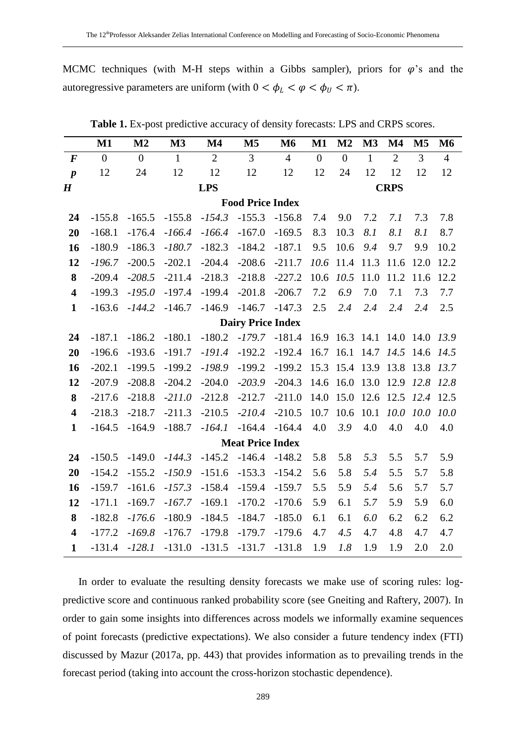MCMC techniques (with M-H steps within a Gibbs sampler), priors for $\varphi$'s and the autoregressive parameters are uniform (with $0 < \phi_L < \varphi < \phi_U < \pi$).

**Table 1.** Ex-post predictive accuracy of density forecasts: LPS and CRPS scores.

| | M1 | M2 | M3 | M4 | M5 | M6 | M1 | M2 | M3 | M4 | M5 | M6 |
|---|---|---|---|---|---|---|---|---|---|---|---|---|
| ***F*** | 0 | 0 | 1 | 2 | 3 | 4 | 0 | 0 | 1 | 2 | 3 | 4 |
| ***p*** | 12 | 24 | 12 | 12 | 12 | 12 | 12 | 24 | 12 | 12 | 12 | 12 |
| ***H*** | | | | **LPS** | | | | | | **CRPS** | | |
| | | | | **Food Price Index** | | | | | | | | |
| **24** | -155.8 | -165.5 | -155.8 | *-154.3* | -155.3 | -156.8 | 7.4 | 9.0 | 7.2 | *7.1* | 7.3 | 7.8 |
| **20** | -168.1 | -176.4 | *-166.4* | *-166.4* | -167.0 | -169.5 | 8.3 | 10.3 | *8.1* | *8.1* | *8.1* | 8.7 |
| **16** | -180.9 | -186.3 | *-180.7* | -182.3 | -184.2 | -187.1 | 9.5 | 10.6 | *9.4* | 9.7 | 9.9 | 10.2 |
| **12** | *-196.7* | -200.5 | -202.1 | -204.4 | -208.6 | -211.7 | *10.6* | 11.4 | 11.3 | 11.6 | 12.0 | 12.2 |
| **8** | -209.4 | *-208.5* | -211.4 | -218.3 | -218.8 | -227.2 | 10.6 | *10.5* | 11.0 | 11.2 | 11.6 | 12.2 |
| **4** | -199.3 | *-195.0* | -197.4 | -199.4 | -201.8 | -206.7 | 7.2 | *6.9* | 7.0 | 7.1 | 7.3 | 7.7 |
| **1** | -163.6 | *-144.2* | -146.7 | -146.9 | -146.7 | -147.3 | 2.5 | *2.4* | *2.4* | *2.4* | *2.4* | 2.5 |
| | | | | **Dairy Price Index** | | | | | | | | |
| **24** | -187.1 | -186.2 | -180.1 | -180.2 | *-179.7* | -181.4 | 16.9 | 16.3 | 14.1 | 14.0 | 14.0 | *13.9* |
| **20** | -196.6 | -193.6 | -191.7 | *-191.4* | -192.2 | -192.4 | 16.7 | 16.1 | 14.7 | *14.5* | 14.6 | *14.5* |
| **16** | -202.1 | -199.5 | -199.2 | *-198.9* | -199.2 | -199.2 | 15.3 | 15.4 | 13.9 | 13.8 | 13.8 | *13.7* |
| **12** | -207.9 | -208.8 | -204.2 | -204.0 | *-203.9* | -204.3 | 14.6 | 16.0 | 13.0 | 12.9 | *12.8* | *12.8* |
| **8** | -217.6 | -218.8 | *-211.0* | -212.8 | -212.7 | -211.0 | 14.0 | 15.0 | 12.6 | 12.5 | *12.4* | 12.5 |
| **4** | -218.3 | -218.7 | -211.3 | -210.5 | *-210.4* | -210.5 | 10.7 | 10.6 | 10.1 | *10.0* | *10.0* | *10.0* |
| **1** | -164.5 | -164.9 | -188.7 | *-164.1* | -164.4 | -164.4 | 4.0 | *3.9* | 4.0 | 4.0 | 4.0 | 4.0 |
| | | | | **Meat Price Index** | | | | | | | | |
| **24** | -150.5 | -149.0 | *-144.3* | -145.2 | -146.4 | -148.2 | 5.8 | 5.8 | *5.3* | 5.5 | 5.7 | 5.9 |
| **20** | -154.2 | -155.2 | *-150.9* | -151.6 | -153.3 | -154.2 | 5.6 | 5.8 | *5.4* | 5.5 | 5.7 | 5.8 |
| **16** | -159.7 | -161.6 | *-157.3* | -158.4 | -159.4 | -159.7 | 5.5 | 5.9 | *5.4* | 5.6 | 5.7 | 5.7 |
| **12** | -171.1 | -169.7 | *-167.7* | -169.1 | -170.2 | -170.6 | 5.9 | 6.1 | *5.7* | 5.9 | 5.9 | 6.0 |
| **8** | -182.8 | *-176.6* | -180.9 | -184.5 | -184.7 | -185.0 | 6.1 | 6.1 | *6.0* | 6.2 | 6.2 | 6.2 |
| **4** | -177.2 | *-169.8* | -176.7 | -179.8 | -179.7 | -179.6 | 4.7 | *4.5* | 4.7 | 4.8 | 4.7 | 4.7 |
| **1** | -131.4 | *-128.1* | -131.0 | -131.5 | -131.7 | -131.8 | 1.9 | *1.8* | 1.9 | 1.9 | 2.0 | 2.0 |

In order to evaluate the resulting density forecasts we make use of scoring rules: log-predictive score and continuous ranked probability score (see Gneiting and Raftery, 2007). In order to gain some insights into differences across models we informally examine sequences of point forecasts (predictive expectations). We also consider a future tendency index (FTI) discussed by Mazur (2017a, pp. 443) that provides information as to prevailing trends in the forecast period (taking into account the cross-horizon stochastic dependence).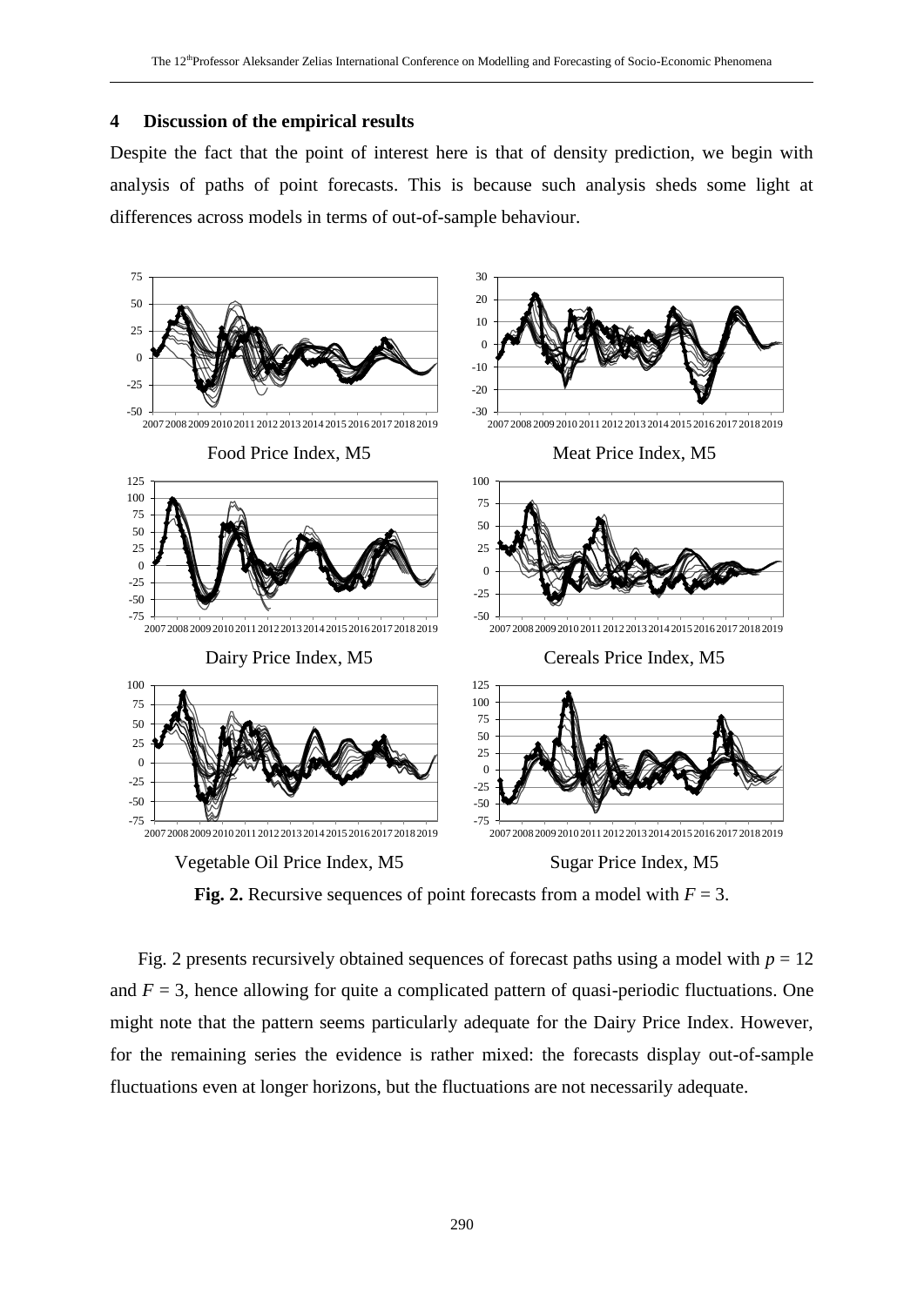## 4 Discussion of the empirical results

Despite the fact that the point of interest here is that of density prediction, we begin with analysis of paths of point forecasts. This is because such analysis sheds some light at differences across models in terms of out-of-sample behaviour.

Food Price Index, M5

Meat Price Index, M5

Dairy Price Index, M5

Cereals Price Index, M5

Vegetable Oil Price Index, M5

Sugar Price Index, M5

**Fig. 2.** Recursive sequences of point forecasts from a model with $F = 3$.

Fig. 2 presents recursively obtained sequences of forecast paths using a model with $p = 12$ and $F = 3$, hence allowing for quite a complicated pattern of quasi-periodic fluctuations. One might note that the pattern seems particularly adequate for the Dairy Price Index. However, for the remaining series the evidence is rather mixed: the forecasts display out-of-sample fluctuations even at longer horizons, but the fluctuations are not necessarily adequate.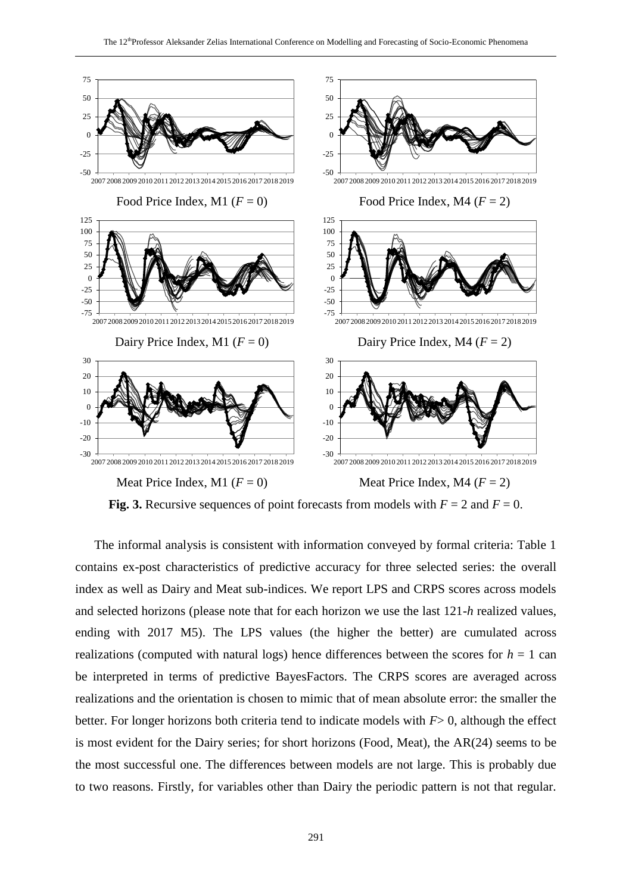Food Price Index, M1 ($F = 0$)

Food Price Index, M4 ($F = 2$)

Dairy Price Index, M1 ($F = 0$)

Dairy Price Index, M4 ($F = 2$)

Meat Price Index, M1 ($F = 0$)

Meat Price Index, M4 ($F = 2$)

**Fig. 3.** Recursive sequences of point forecasts from models with $F = 2$ and $F = 0$.

The informal analysis is consistent with information conveyed by formal criteria: Table 1 contains ex-post characteristics of predictive accuracy for three selected series: the overall index as well as Dairy and Meat sub-indices. We report LPS and CRPS scores across models and selected horizons (please note that for each horizon we use the last 121-$h$ realized values, ending with 2017 M5). The LPS values (the higher the better) are cumulated across realizations (computed with natural logs) hence differences between the scores for $h = 1$ can be interpreted in terms of predictive BayesFactors. The CRPS scores are averaged across realizations and the orientation is chosen to mimic that of mean absolute error: the smaller the better. For longer horizons both criteria tend to indicate models with $F > 0$, although the effect is most evident for the Dairy series; for short horizons (Food, Meat), the AR(24) seems to be the most successful one. The differences between models are not large. This is probably due to two reasons. Firstly, for variables other than Dairy the periodic pattern is not that regular.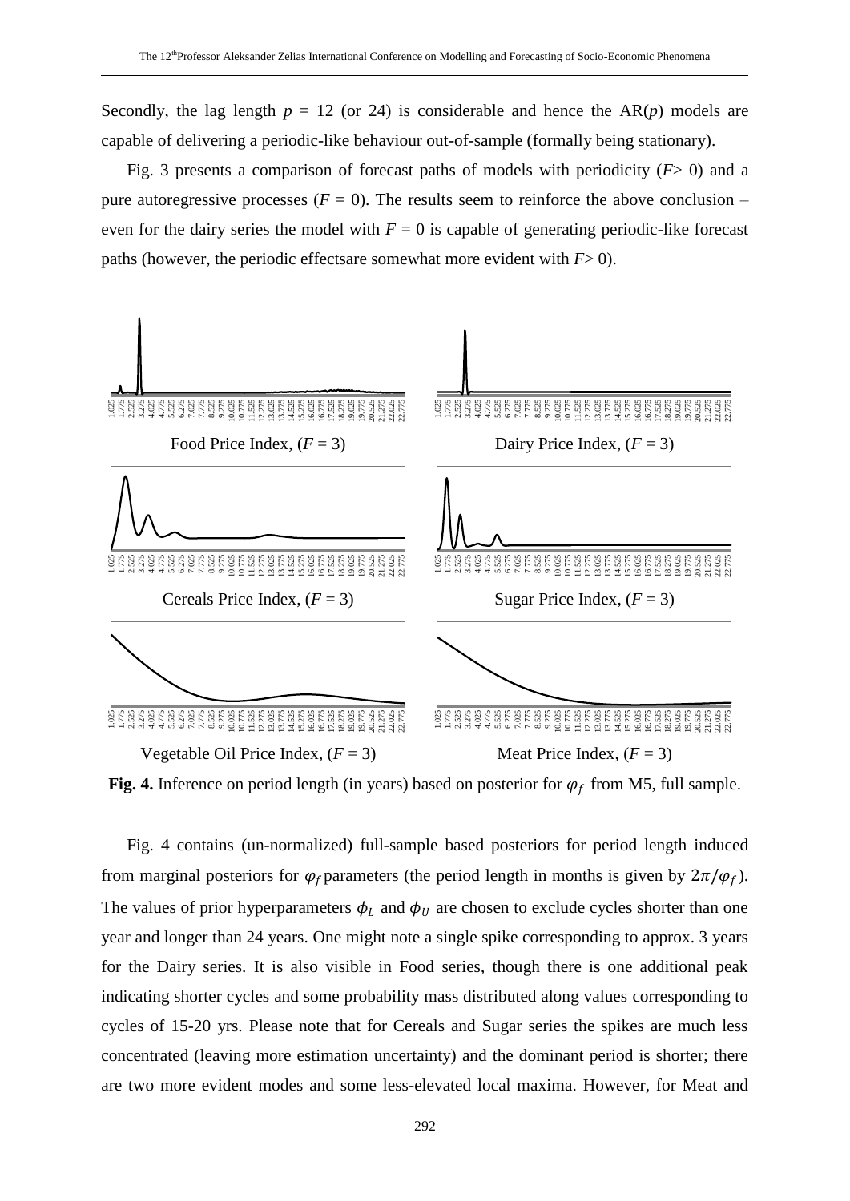Secondly, the lag length $p$ = 12 (or 24) is considerable and hence the AR($p$) models are capable of delivering a periodic-like behaviour out-of-sample (formally being stationary).

Fig. 3 presents a comparison of forecast paths of models with periodicity ($F$> 0) and a pure autoregressive processes ($F$ = 0). The results seem to reinforce the above conclusion – even for the dairy series the model with $F$ = 0 is capable of generating periodic-like forecast paths (however, the periodic effectsare somewhat more evident with $F$> 0).

Food Price Index, ($F$ = 3)

Dairy Price Index, ($F$ = 3)

Cereals Price Index, ($F$ = 3)

Sugar Price Index, ($F$ = 3)

Vegetable Oil Price Index, ($F$ = 3)

Meat Price Index, ($F$ = 3)

**Fig. 4.** Inference on period length (in years) based on posterior for $\varphi_f$ from M5, full sample.

Fig. 4 contains (un-normalized) full-sample based posteriors for period length induced from marginal posteriors for $\varphi_f$ parameters (the period length in months is given by $2\pi/\varphi_f$). The values of prior hyperparameters $\phi_L$ and $\phi_U$ are chosen to exclude cycles shorter than one year and longer than 24 years. One might note a single spike corresponding to approx. 3 years for the Dairy series. It is also visible in Food series, though there is one additional peak indicating shorter cycles and some probability mass distributed along values corresponding to cycles of 15-20 yrs. Please note that for Cereals and Sugar series the spikes are much less concentrated (leaving more estimation uncertainty) and the dominant period is shorter; there are two more evident modes and some less-elevated local maxima. However, for Meat and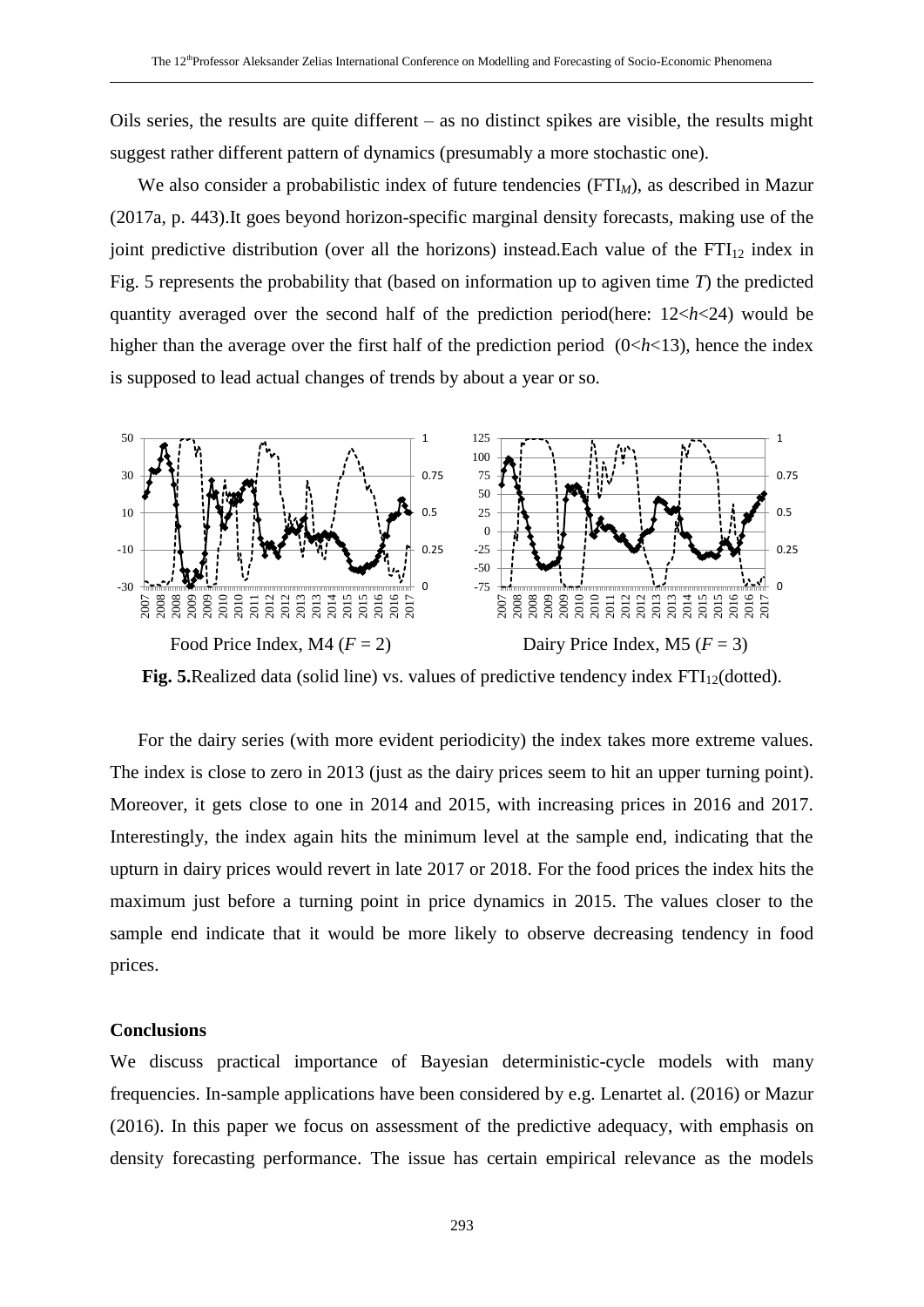Oils series, the results are quite different – as no distinct spikes are visible, the results might suggest rather different pattern of dynamics (presumably a more stochastic one).

We also consider a probabilistic index of future tendencies ($FTI_M$), as described in Mazur (2017a, p. 443).It goes beyond horizon-specific marginal density forecasts, making use of the joint predictive distribution (over all the horizons) instead.Each value of the $FTI_{12}$ index in Fig. 5 represents the probability that (based on information up to agiven time $T$) the predicted quantity averaged over the second half of the prediction period(here: $12<h<24$) would be higher than the average over the first half of the prediction period ($0<h<13$), hence the index is supposed to lead actual changes of trends by about a year or so.

Food Price Index, M4 ($F = 2$)

Dairy Price Index, M5 ($F = 3$)

**Fig. 5.**Realized data (solid line) vs. values of predictive tendency index $FTI_{12}$(dotted).

For the dairy series (with more evident periodicity) the index takes more extreme values. The index is close to zero in 2013 (just as the dairy prices seem to hit an upper turning point). Moreover, it gets close to one in 2014 and 2015, with increasing prices in 2016 and 2017. Interestingly, the index again hits the minimum level at the sample end, indicating that the upturn in dairy prices would revert in late 2017 or 2018. For the food prices the index hits the maximum just before a turning point in price dynamics in 2015. The values closer to the sample end indicate that it would be more likely to observe decreasing tendency in food prices.

### Conclusions

We discuss practical importance of Bayesian deterministic-cycle models with many frequencies. In-sample applications have been considered by e.g. Lenartet al. (2016) or Mazur (2016). In this paper we focus on assessment of the predictive adequacy, with emphasis on density forecasting performance. The issue has certain empirical relevance as the models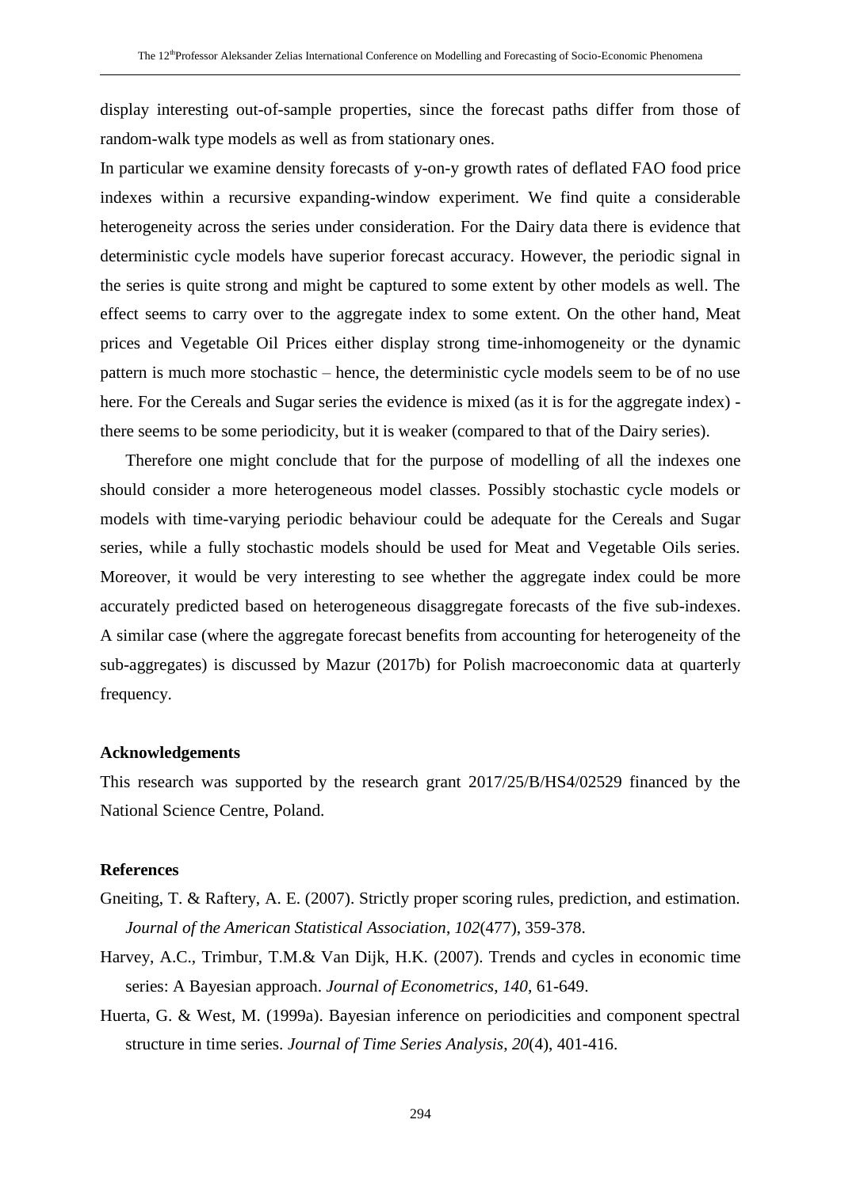display interesting out-of-sample properties, since the forecast paths differ from those of random-walk type models as well as from stationary ones.

In particular we examine density forecasts of y-on-y growth rates of deflated FAO food price indexes within a recursive expanding-window experiment. We find quite a considerable heterogeneity across the series under consideration. For the Dairy data there is evidence that deterministic cycle models have superior forecast accuracy. However, the periodic signal in the series is quite strong and might be captured to some extent by other models as well. The effect seems to carry over to the aggregate index to some extent. On the other hand, Meat prices and Vegetable Oil Prices either display strong time-inhomogeneity or the dynamic pattern is much more stochastic – hence, the deterministic cycle models seem to be of no use here. For the Cereals and Sugar series the evidence is mixed (as it is for the aggregate index) - there seems to be some periodicity, but it is weaker (compared to that of the Dairy series).

Therefore one might conclude that for the purpose of modelling of all the indexes one should consider a more heterogeneous model classes. Possibly stochastic cycle models or models with time-varying periodic behaviour could be adequate for the Cereals and Sugar series, while a fully stochastic models should be used for Meat and Vegetable Oils series. Moreover, it would be very interesting to see whether the aggregate index could be more accurately predicted based on heterogeneous disaggregate forecasts of the five sub-indexes. A similar case (where the aggregate forecast benefits from accounting for heterogeneity of the sub-aggregates) is discussed by Mazur (2017b) for Polish macroeconomic data at quarterly frequency.

**Acknowledgements**

This research was supported by the research grant 2017/25/B/HS4/02529 financed by the National Science Centre, Poland.

**References**

Gneiting, T. & Raftery, A. E. (2007). Strictly proper scoring rules, prediction, and estimation. *Journal of the American Statistical Association*, *102*(477), 359-378.

Harvey, A.C., Trimbur, T.M.& Van Dijk, H.K. (2007). Trends and cycles in economic time series: A Bayesian approach. *Journal of Econometrics*, *140*, 61-649.

Huerta, G. & West, M. (1999a). Bayesian inference on periodicities and component spectral structure in time series. *Journal of Time Series Analysis*, *20*(4), 401-416.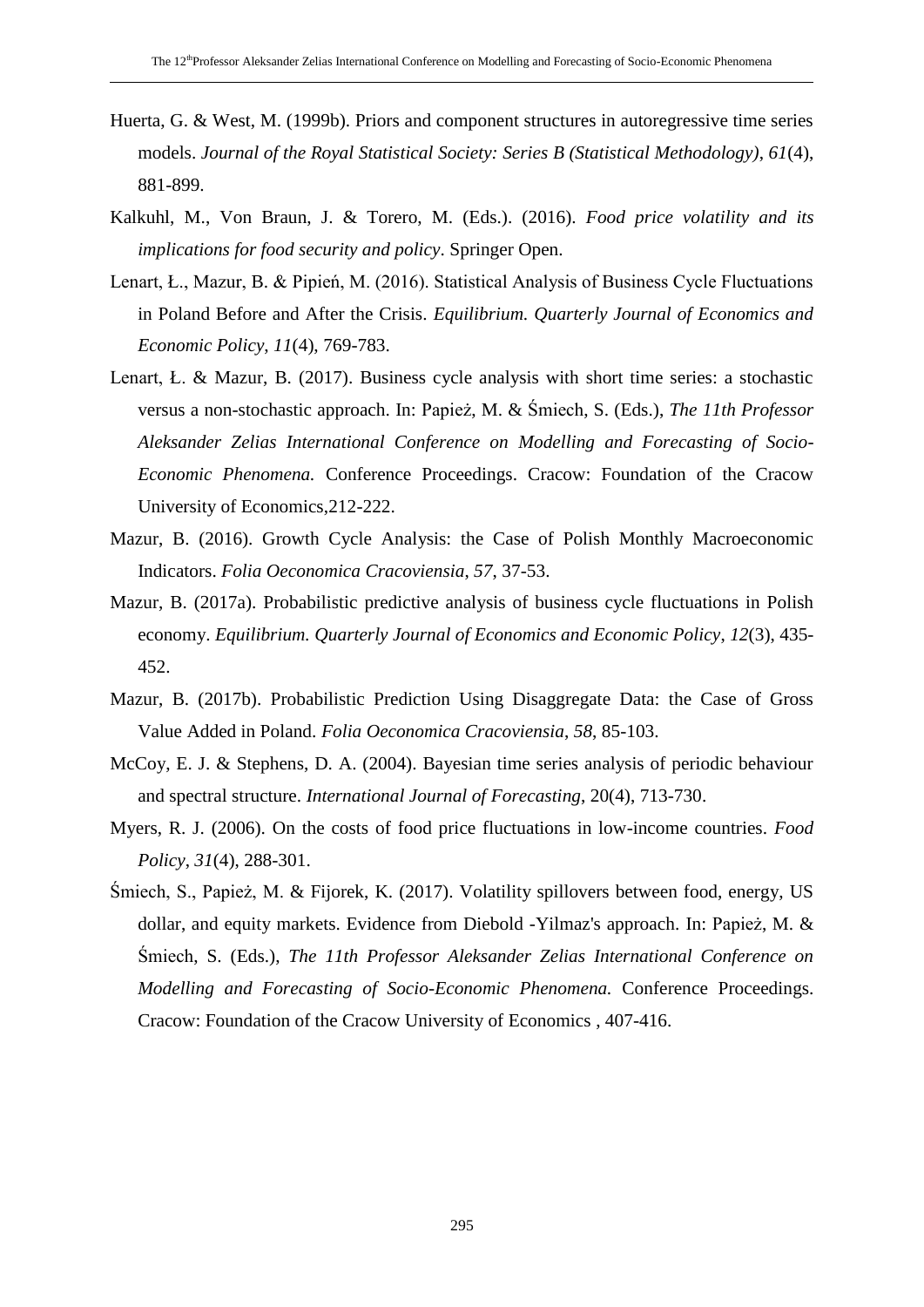Huerta, G. & West, M. (1999b). Priors and component structures in autoregressive time series models. *Journal of the Royal Statistical Society: Series B (Statistical Methodology)*, *61*(4), 881-899.

Kalkuhl, M., Von Braun, J. & Torero, M. (Eds.). (2016). *Food price volatility and its implications for food security and policy*. Springer Open.

Lenart, Ł., Mazur, B. & Pipień, M. (2016). Statistical Analysis of Business Cycle Fluctuations in Poland Before and After the Crisis. *Equilibrium. Quarterly Journal of Economics and Economic Policy*, *11*(4), 769-783.

Lenart, Ł. & Mazur, B. (2017). Business cycle analysis with short time series: a stochastic versus a non-stochastic approach. In: Papież, M. & Śmiech, S. (Eds.), *The 11th Professor Aleksander Zelias International Conference on Modelling and Forecasting of Socio-Economic Phenomena.* Conference Proceedings. Cracow: Foundation of the Cracow University of Economics,212-222.

Mazur, B. (2016). Growth Cycle Analysis: the Case of Polish Monthly Macroeconomic Indicators. *Folia Oeconomica Cracoviensia*, *57*, 37-53.

Mazur, B. (2017a). Probabilistic predictive analysis of business cycle fluctuations in Polish economy. *Equilibrium. Quarterly Journal of Economics and Economic Policy*, *12*(3), 435-452.

Mazur, B. (2017b). Probabilistic Prediction Using Disaggregate Data: the Case of Gross Value Added in Poland. *Folia Oeconomica Cracoviensia*, *58*, 85-103.

McCoy, E. J. & Stephens, D. A. (2004). Bayesian time series analysis of periodic behaviour and spectral structure. *International Journal of Forecasting*, 20(4), 713-730.

Myers, R. J. (2006). On the costs of food price fluctuations in low-income countries. *Food Policy*, *31*(4), 288-301.

Śmiech, S., Papież, M. & Fijorek, K. (2017). Volatility spillovers between food, energy, US dollar, and equity markets. Evidence from Diebold -Yilmaz's approach. In: Papież, M. & Śmiech, S. (Eds.), *The 11th Professor Aleksander Zelias International Conference on Modelling and Forecasting of Socio-Economic Phenomena.* Conference Proceedings. Cracow: Foundation of the Cracow University of Economics , 407-416.